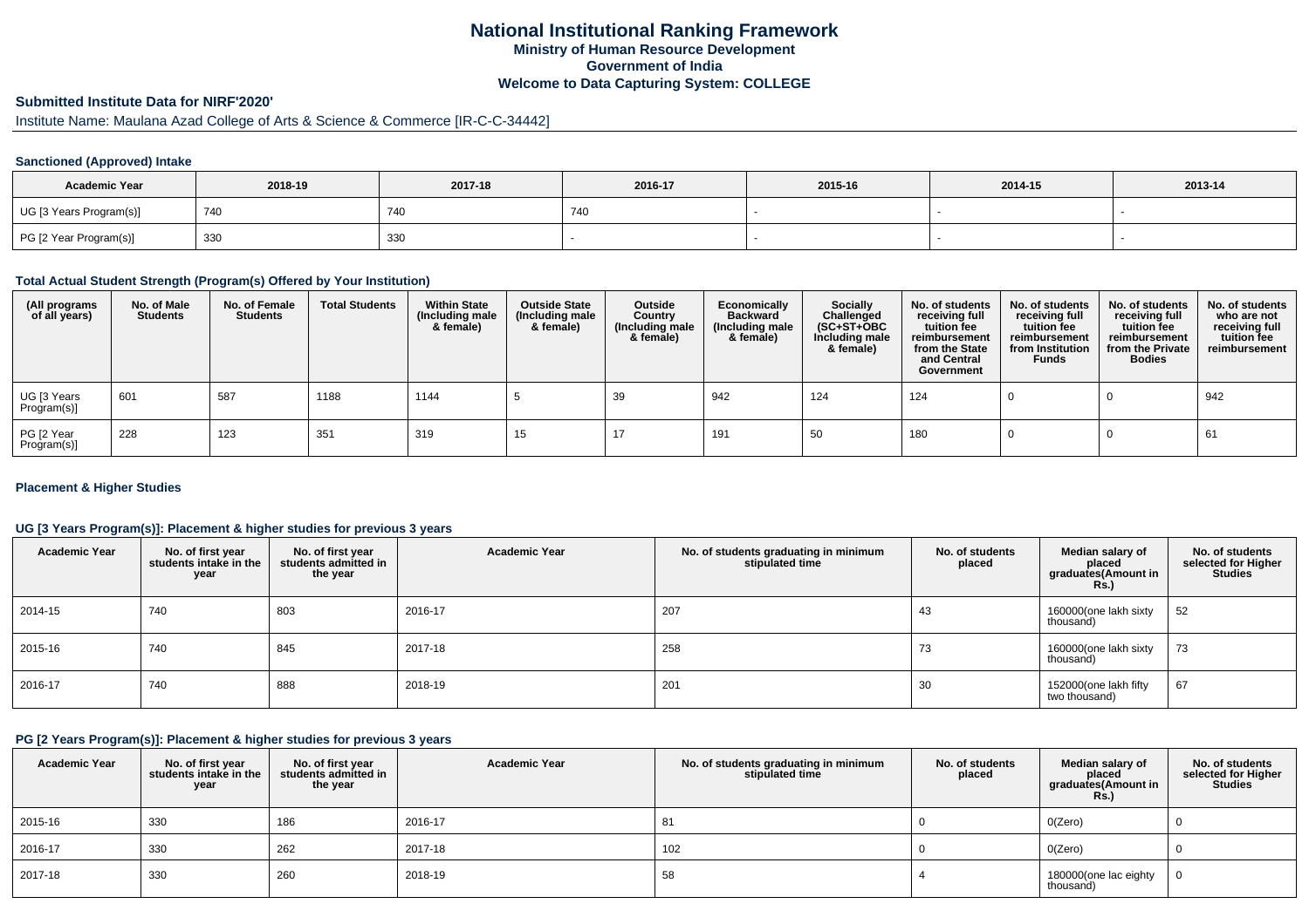# National Institutional Ranking Framework

**Ministry of Human Resource Development**

**Government of India**

**Welcome to Data Capturing System: COLLEGE**

## Submitted Institute Data for NIRF'2020'

Institute Name: Maulana Azad College of Arts & Science & Commerce [IR-C-C-34442]

### Sanctioned (Approved) Intake

| Academic Year | 2018-19 | 2017-18 | 2016-17 | 2015-16 | 2014-15 | 2013-14 |
|---|---|---|---|---|---|---|
| UG [3 Years Program(s)] | 740 | 740 | 740 | - | - | - |
| PG [2 Year Program(s)] | 330 | 330 | - | - | - | - |

### Total Actual Student Strength (Program(s) Offered by Your Institution)

| (All programs of all years) | No. of Male Students | No. of Female Students | Total Students | Within State (Including male & female) | Outside State (Including male & female) | Outside Country (Including male & female) | Economically Backward (Including male & female) | Socially Challenged (SC+ST+OBC Including male & female) | No. of students receiving full tuition fee reimbursement from the State and Central Government | No. of students receiving full tuition fee reimbursement from Institution Funds | No. of students receiving full tuition fee reimbursement from the Private Bodies | No. of students who are not receiving full tuition fee reimbursement |
|---|---|---|---|---|---|---|---|---|---|---|---|---|
| UG [3 Years Program(s)] | 601 | 587 | 1188 | 1144 | 5 | 39 | 942 | 124 | 124 | 0 | 0 | 942 |
| PG [2 Year Program(s)] | 228 | 123 | 351 | 319 | 15 | 17 | 191 | 50 | 180 | 0 | 0 | 61 |

### Placement & Higher Studies

#### UG [3 Years Program(s)]: Placement & higher studies for previous 3 years

| Academic Year | No. of first year students intake in the year | No. of first year students admitted in the year | Academic Year | No. of students graduating in minimum stipulated time | No. of students placed | Median salary of placed graduates(Amount in Rs.) | No. of students selected for Higher Studies |
|---|---|---|---|---|---|---|---|
| 2014-15 | 740 | 803 | 2016-17 | 207 | 43 | 160000(one lakh sixty thousand) | 52 |
| 2015-16 | 740 | 845 | 2017-18 | 258 | 73 | 160000(one lakh sixty thousand) | 73 |
| 2016-17 | 740 | 888 | 2018-19 | 201 | 30 | 152000(one lakh fifty two thousand) | 67 |

#### PG [2 Years Program(s)]: Placement & higher studies for previous 3 years

| Academic Year | No. of first year students intake in the year | No. of first year students admitted in the year | Academic Year | No. of students graduating in minimum stipulated time | No. of students placed | Median salary of placed graduates(Amount in Rs.) | No. of students selected for Higher Studies |
|---|---|---|---|---|---|---|---|
| 2015-16 | 330 | 186 | 2016-17 | 81 | 0 | 0(Zero) | 0 |
| 2016-17 | 330 | 262 | 2017-18 | 102 | 0 | 0(Zero) | 0 |
| 2017-18 | 330 | 260 | 2018-19 | 58 | 4 | 180000(one lac eighty thousand) | 0 |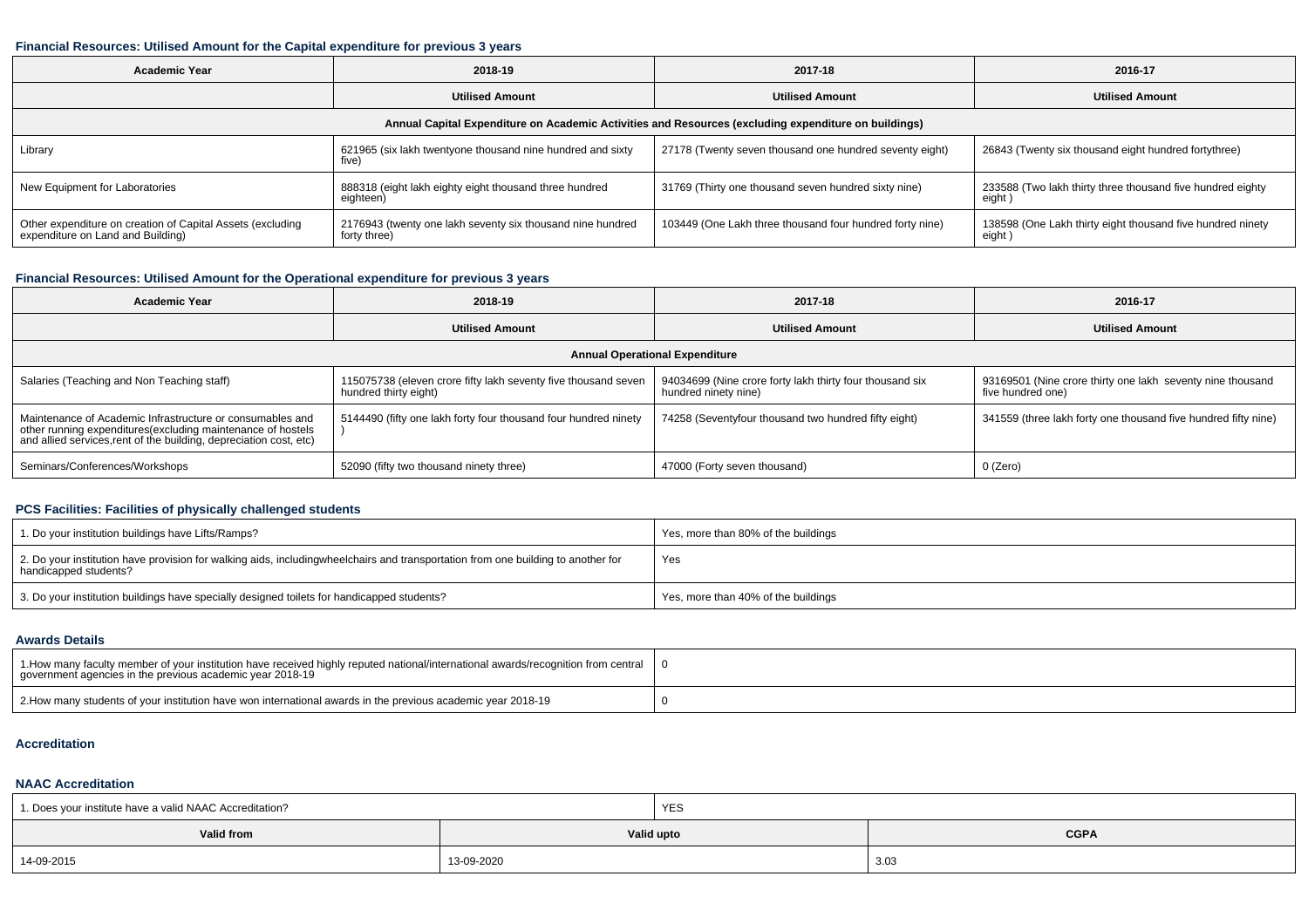### Financial Resources: Utilised Amount for the Capital expenditure for previous 3 years

| Academic Year | 2018-19 | 2017-18 | 2016-17 |
|---|---|---|---|
| | Utilised Amount | Utilised Amount | Utilised Amount |
| Annual Capital Expenditure on Academic Activities and Resources (excluding expenditure on buildings) | | | |
| Library | 621965 (six lakh twentyone thousand nine hundred and sixty five) | 27178 (Twenty seven thousand one hundred seventy eight) | 26843 (Twenty six thousand eight hundred fortythree) |
| New Equipment for Laboratories | 888318 (eight lakh eighty eight thousand three hundred eighteen) | 31769 (Thirty one thousand seven hundred sixty nine) | 233588 (Two lakh thirty three thousand five hundred eighty eight ) |
| Other expenditure on creation of Capital Assets (excluding expenditure on Land and Building) | 2176943 (twenty one lakh seventy six thousand nine hundred forty three) | 103449 (One Lakh three thousand four hundred forty nine) | 138598 (One Lakh thirty eight thousand five hundred ninety eight ) |

### Financial Resources: Utilised Amount for the Operational expenditure for previous 3 years

| Academic Year | 2018-19 | 2017-18 | 2016-17 |
|---|---|---|---|
| | Utilised Amount | Utilised Amount | Utilised Amount |
| Annual Operational Expenditure | | | |
| Salaries (Teaching and Non Teaching staff) | 115075738 (eleven crore fifty lakh seventy five thousand seven hundred thirty eight) | 94034699 (Nine crore forty lakh thirty four thousand six hundred ninety nine) | 93169501 (Nine crore thirty one lakh seventy nine thousand five hundred one) |
| Maintenance of Academic Infrastructure or consumables and other running expenditures(excluding maintenance of hostels and allied services,rent of the building, depreciation cost, etc) | 5144490 (fifty one lakh forty four thousand four hundred ninety ) | 74258 (Seventyfour thousand two hundred fifty eight) | 341559 (three lakh forty one thousand five hundred fifty nine) |
| Seminars/Conferences/Workshops | 52090 (fifty two thousand ninety three) | 47000 (Forty seven thousand) | 0 (Zero) |

### PCS Facilities: Facilities of physically challenged students

| | |
|---|---|
| 1. Do your institution buildings have Lifts/Ramps? | Yes, more than 80% of the buildings |
| 2. Do your institution have provision for walking aids, includingwheelchairs and transportation from one building to another for handicapped students? | Yes |
| 3. Do your institution buildings have specially designed toilets for handicapped students? | Yes, more than 40% of the buildings |

### Awards Details

| | |
|---|---|
| 1.How many faculty member of your institution have received highly reputed national/international awards/recognition from central government agencies in the previous academic year 2018-19 | 0 |
| 2.How many students of your institution have won international awards in the previous academic year 2018-19 | 0 |

### Accreditation

### NAAC Accreditation

| 1. Does your institute have a valid NAAC Accreditation? | YES | |
|---|---|---|
| Valid from | Valid upto | CGPA |
| 14-09-2015 | 13-09-2020 | 3.03 |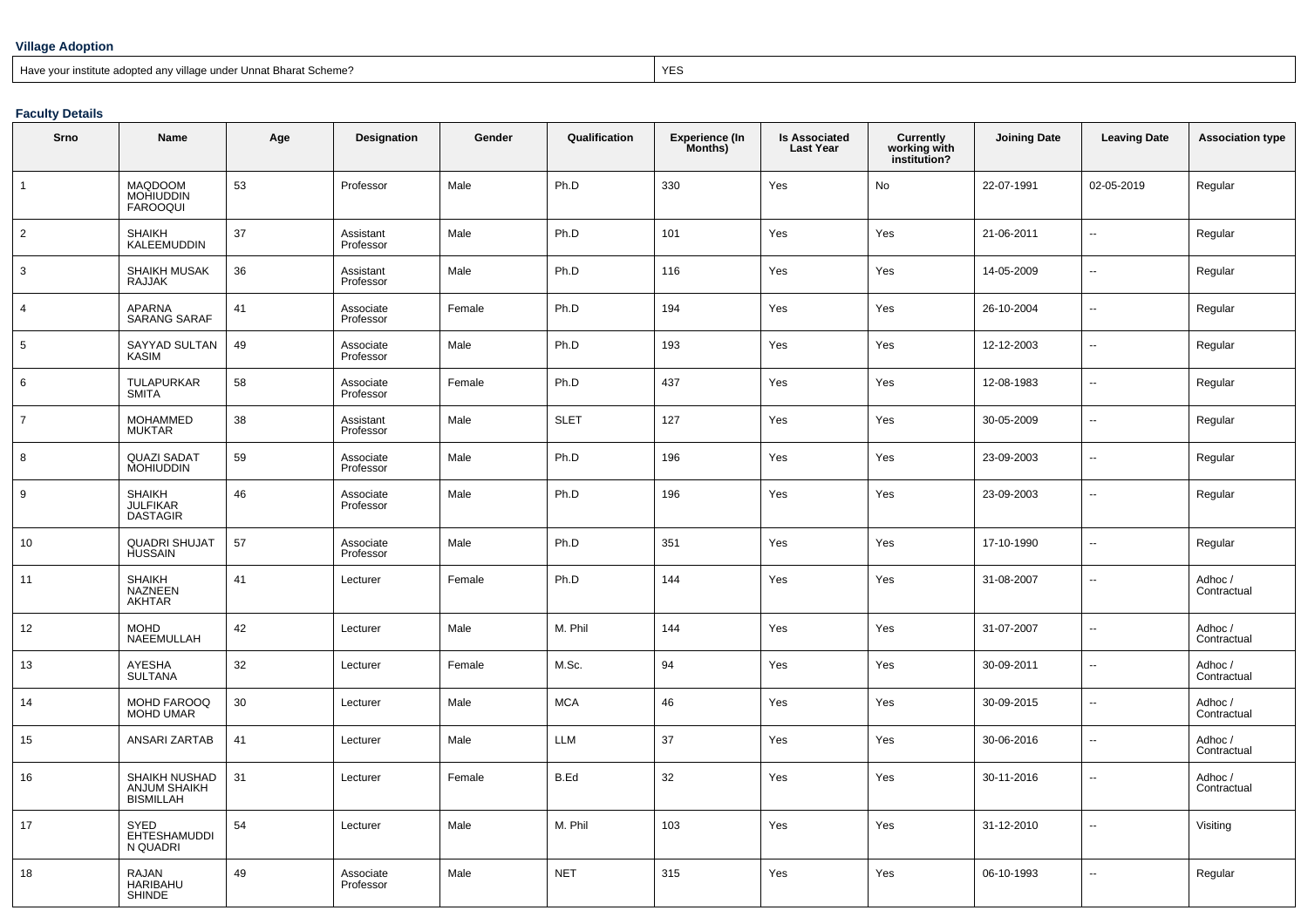### Village Adoption

| Have your institute adopted any village under Unnat Bharat Scheme? | YES |
|---|---|

### Faculty Details

| Srno | Name | Age | Designation | Gender | Qualification | Experience (In Months) | Is Associated Last Year | Currently working with institution? | Joining Date | Leaving Date | Association type |
|---|---|---|---|---|---|---|---|---|---|---|---|
| 1 | MAQDOOM MOHIUDDIN FAROOQUI | 53 | Professor | Male | Ph.D | 330 | Yes | No | 22-07-1991 | 02-05-2019 | Regular |
| 2 | SHAIKH KALEEMUDDIN | 37 | Assistant Professor | Male | Ph.D | 101 | Yes | Yes | 21-06-2011 | -- | Regular |
| 3 | SHAIKH MUSAK RAJJAK | 36 | Assistant Professor | Male | Ph.D | 116 | Yes | Yes | 14-05-2009 | -- | Regular |
| 4 | APARNA SARANG SARAF | 41 | Associate Professor | Female | Ph.D | 194 | Yes | Yes | 26-10-2004 | -- | Regular |
| 5 | SAYYAD SULTAN KASIM | 49 | Associate Professor | Male | Ph.D | 193 | Yes | Yes | 12-12-2003 | -- | Regular |
| 6 | TULAPURKAR SMITA | 58 | Associate Professor | Female | Ph.D | 437 | Yes | Yes | 12-08-1983 | -- | Regular |
| 7 | MOHAMMED MUKTAR | 38 | Assistant Professor | Male | SLET | 127 | Yes | Yes | 30-05-2009 | -- | Regular |
| 8 | QUAZI SADAT MOHIUDDIN | 59 | Associate Professor | Male | Ph.D | 196 | Yes | Yes | 23-09-2003 | -- | Regular |
| 9 | SHAIKH JULFIKAR DASTAGIR | 46 | Associate Professor | Male | Ph.D | 196 | Yes | Yes | 23-09-2003 | -- | Regular |
| 10 | QUADRI SHUJAT HUSSAIN | 57 | Associate Professor | Male | Ph.D | 351 | Yes | Yes | 17-10-1990 | -- | Regular |
| 11 | SHAIKH NAZNEEN AKHTAR | 41 | Lecturer | Female | Ph.D | 144 | Yes | Yes | 31-08-2007 | -- | Adhoc / Contractual |
| 12 | MOHD NAEEMULLAH | 42 | Lecturer | Male | M. Phil | 144 | Yes | Yes | 31-07-2007 | -- | Adhoc / Contractual |
| 13 | AYESHA SULTANA | 32 | Lecturer | Female | M.Sc. | 94 | Yes | Yes | 30-09-2011 | -- | Adhoc / Contractual |
| 14 | MOHD FAROOQ MOHD UMAR | 30 | Lecturer | Male | MCA | 46 | Yes | Yes | 30-09-2015 | -- | Adhoc / Contractual |
| 15 | ANSARI ZARTAB | 41 | Lecturer | Male | LLM | 37 | Yes | Yes | 30-06-2016 | -- | Adhoc / Contractual |
| 16 | SHAIKH NUSHAD ANJUM SHAIKH BISMILLAH | 31 | Lecturer | Female | B.Ed | 32 | Yes | Yes | 30-11-2016 | -- | Adhoc / Contractual |
| 17 | SYED EHTESHAMUDDIN QUADRI | 54 | Lecturer | Male | M. Phil | 103 | Yes | Yes | 31-12-2010 | -- | Visiting |
| 18 | RAJAN HARIBAHU SHINDE | 49 | Associate Professor | Male | NET | 315 | Yes | Yes | 06-10-1993 | -- | Regular |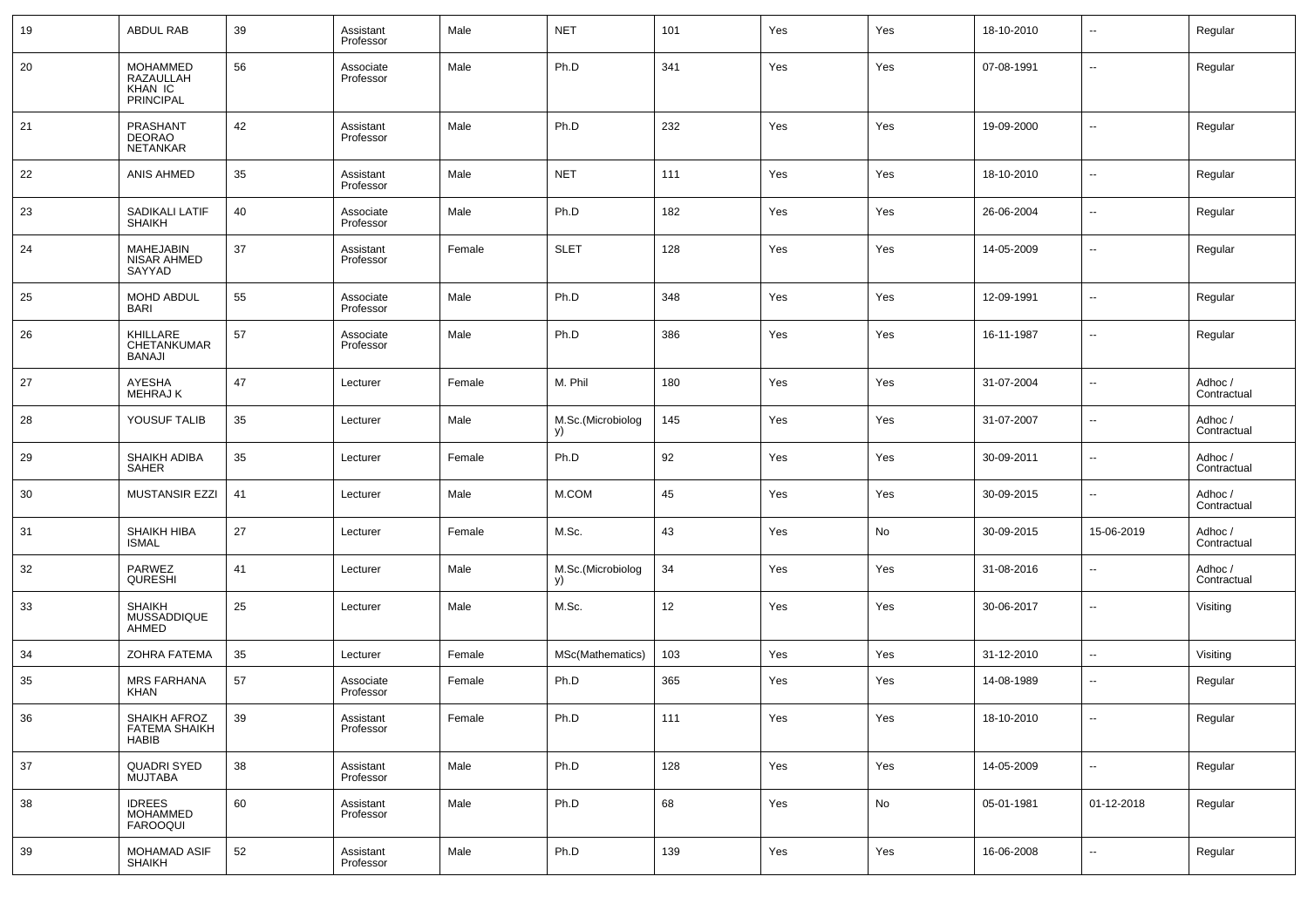| 19 | ABDUL RAB | 39 | Assistant Professor | Male | NET | 101 | Yes | Yes | 18-10-2010 | -- | Regular |
|---|---|---|---|---|---|---|---|---|---|---|---|
| 20 | MOHAMMED RAZAULLAH KHAN IC PRINCIPAL | 56 | Associate Professor | Male | Ph.D | 341 | Yes | Yes | 07-08-1991 | -- | Regular |
| 21 | PRASHANT DEORAO NETANKAR | 42 | Assistant Professor | Male | Ph.D | 232 | Yes | Yes | 19-09-2000 | -- | Regular |
| 22 | ANIS AHMED | 35 | Assistant Professor | Male | NET | 111 | Yes | Yes | 18-10-2010 | -- | Regular |
| 23 | SADIKALI LATIF SHAIKH | 40 | Associate Professor | Male | Ph.D | 182 | Yes | Yes | 26-06-2004 | -- | Regular |
| 24 | MAHEJABIN NISAR AHMED SAYYAD | 37 | Assistant Professor | Female | SLET | 128 | Yes | Yes | 14-05-2009 | -- | Regular |
| 25 | MOHD ABDUL BARI | 55 | Associate Professor | Male | Ph.D | 348 | Yes | Yes | 12-09-1991 | -- | Regular |
| 26 | KHILLARE CHETANKUMAR BANAJI | 57 | Associate Professor | Male | Ph.D | 386 | Yes | Yes | 16-11-1987 | -- | Regular |
| 27 | AYESHA MEHRAJ K | 47 | Lecturer | Female | M. Phil | 180 | Yes | Yes | 31-07-2004 | -- | Adhoc / Contractual |
| 28 | YOUSUF TALIB | 35 | Lecturer | Male | M.Sc.(Microbiology) | 145 | Yes | Yes | 31-07-2007 | -- | Adhoc / Contractual |
| 29 | SHAIKH ADIBA SAHER | 35 | Lecturer | Female | Ph.D | 92 | Yes | Yes | 30-09-2011 | -- | Adhoc / Contractual |
| 30 | MUSTANSIR EZZI | 41 | Lecturer | Male | M.COM | 45 | Yes | Yes | 30-09-2015 | -- | Adhoc / Contractual |
| 31 | SHAIKH HIBA ISMAL | 27 | Lecturer | Female | M.Sc. | 43 | Yes | No | 30-09-2015 | 15-06-2019 | Adhoc / Contractual |
| 32 | PARWEZ QURESHI | 41 | Lecturer | Male | M.Sc.(Microbiology) | 34 | Yes | Yes | 31-08-2016 | -- | Adhoc / Contractual |
| 33 | SHAIKH MUSSADDIQUE AHMED | 25 | Lecturer | Male | M.Sc. | 12 | Yes | Yes | 30-06-2017 | -- | Visiting |
| 34 | ZOHRA FATEMA | 35 | Lecturer | Female | MSc(Mathematics) | 103 | Yes | Yes | 31-12-2010 | -- | Visiting |
| 35 | MRS FARHANA KHAN | 57 | Associate Professor | Female | Ph.D | 365 | Yes | Yes | 14-08-1989 | -- | Regular |
| 36 | SHAIKH AFROZ FATEMA SHAIKH HABIB | 39 | Assistant Professor | Female | Ph.D | 111 | Yes | Yes | 18-10-2010 | -- | Regular |
| 37 | QUADRI SYED MUJTABA | 38 | Assistant Professor | Male | Ph.D | 128 | Yes | Yes | 14-05-2009 | -- | Regular |
| 38 | IDREES MOHAMMED FAROOQUI | 60 | Assistant Professor | Male | Ph.D | 68 | Yes | No | 05-01-1981 | 01-12-2018 | Regular |
| 39 | MOHAMAD ASIF SHAIKH | 52 | Assistant Professor | Male | Ph.D | 139 | Yes | Yes | 16-06-2008 | -- | Regular |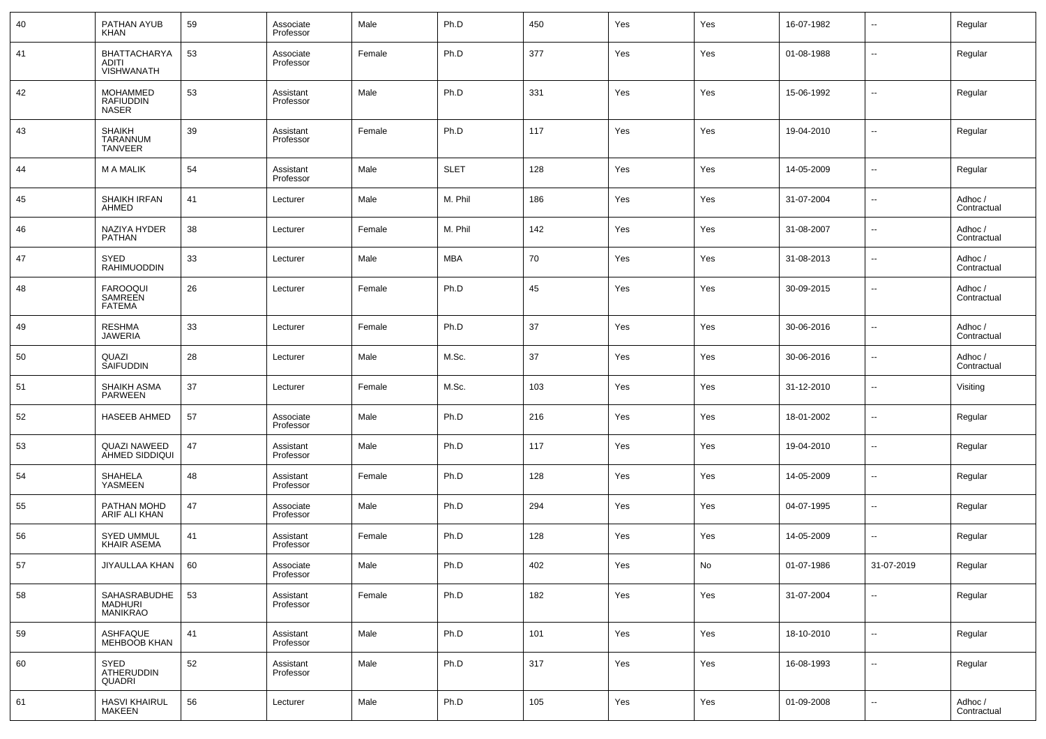| 40 | PATHAN AYUB KHAN | 59 | Associate Professor | Male | Ph.D | 450 | Yes | Yes | 16-07-1982 | -- | Regular |
|---|---|---|---|---|---|---|---|---|---|---|---|
| 41 | BHATTACHARYA ADITI VISHWANATH | 53 | Associate Professor | Female | Ph.D | 377 | Yes | Yes | 01-08-1988 | -- | Regular |
| 42 | MOHAMMED RAFIUDDIN NASER | 53 | Assistant Professor | Male | Ph.D | 331 | Yes | Yes | 15-06-1992 | -- | Regular |
| 43 | SHAIKH TARANNUM TANVEER | 39 | Assistant Professor | Female | Ph.D | 117 | Yes | Yes | 19-04-2010 | -- | Regular |
| 44 | M A MALIK | 54 | Assistant Professor | Male | SLET | 128 | Yes | Yes | 14-05-2009 | -- | Regular |
| 45 | SHAIKH IRFAN AHMED | 41 | Lecturer | Male | M. Phil | 186 | Yes | Yes | 31-07-2004 | -- | Adhoc / Contractual |
| 46 | NAZIYA HYDER PATHAN | 38 | Lecturer | Female | M. Phil | 142 | Yes | Yes | 31-08-2007 | -- | Adhoc / Contractual |
| 47 | SYED RAHIMUODDIN | 33 | Lecturer | Male | MBA | 70 | Yes | Yes | 31-08-2013 | -- | Adhoc / Contractual |
| 48 | FAROOQUI SAMREEN FATEMA | 26 | Lecturer | Female | Ph.D | 45 | Yes | Yes | 30-09-2015 | -- | Adhoc / Contractual |
| 49 | RESHMA JAWERIA | 33 | Lecturer | Female | Ph.D | 37 | Yes | Yes | 30-06-2016 | -- | Adhoc / Contractual |
| 50 | QUAZI SAIFUDDIN | 28 | Lecturer | Male | M.Sc. | 37 | Yes | Yes | 30-06-2016 | -- | Adhoc / Contractual |
| 51 | SHAIKH ASMA PARWEEN | 37 | Lecturer | Female | M.Sc. | 103 | Yes | Yes | 31-12-2010 | -- | Visiting |
| 52 | HASEEB AHMED | 57 | Associate Professor | Male | Ph.D | 216 | Yes | Yes | 18-01-2002 | -- | Regular |
| 53 | QUAZI NAWEED AHMED SIDDIQUI | 47 | Assistant Professor | Male | Ph.D | 117 | Yes | Yes | 19-04-2010 | -- | Regular |
| 54 | SHAHELA YASMEEN | 48 | Assistant Professor | Female | Ph.D | 128 | Yes | Yes | 14-05-2009 | -- | Regular |
| 55 | PATHAN MOHD ARIF ALI KHAN | 47 | Associate Professor | Male | Ph.D | 294 | Yes | Yes | 04-07-1995 | -- | Regular |
| 56 | SYED UMMUL KHAIR ASEMA | 41 | Assistant Professor | Female | Ph.D | 128 | Yes | Yes | 14-05-2009 | -- | Regular |
| 57 | JIYAULLAA KHAN | 60 | Associate Professor | Male | Ph.D | 402 | Yes | No | 01-07-1986 | 31-07-2019 | Regular |
| 58 | SAHASRABUDHE MADHURI MANIKRAO | 53 | Assistant Professor | Female | Ph.D | 182 | Yes | Yes | 31-07-2004 | -- | Regular |
| 59 | ASHFAQUE MEHBOOB KHAN | 41 | Assistant Professor | Male | Ph.D | 101 | Yes | Yes | 18-10-2010 | -- | Regular |
| 60 | SYED ATHERUDDIN QUADRI | 52 | Assistant Professor | Male | Ph.D | 317 | Yes | Yes | 16-08-1993 | -- | Regular |
| 61 | HASVI KHAIRUL MAKEEN | 56 | Lecturer | Male | Ph.D | 105 | Yes | Yes | 01-09-2008 | -- | Adhoc / Contractual |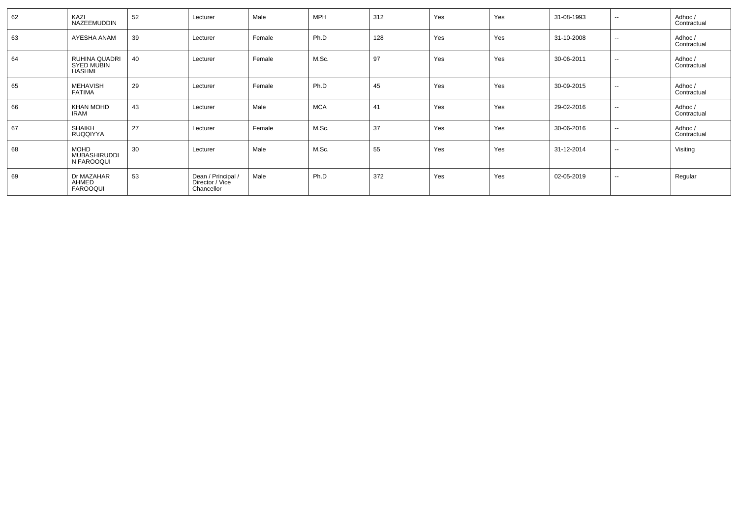| | | | | | | | | | | | |
|---|---|---|---|---|---|---|---|---|---|---|---|
| 62 | KAZI NAZEEMUDDIN | 52 | Lecturer | Male | MPH | 312 | Yes | Yes | 31-08-1993 | -- | Adhoc / Contractual |
| 63 | AYESHA ANAM | 39 | Lecturer | Female | Ph.D | 128 | Yes | Yes | 31-10-2008 | -- | Adhoc / Contractual |
| 64 | RUHINA QUADRI SYED MUBIN HASHMI | 40 | Lecturer | Female | M.Sc. | 97 | Yes | Yes | 30-06-2011 | -- | Adhoc / Contractual |
| 65 | MEHAVISH FATIMA | 29 | Lecturer | Female | Ph.D | 45 | Yes | Yes | 30-09-2015 | -- | Adhoc / Contractual |
| 66 | KHAN MOHD IRAM | 43 | Lecturer | Male | MCA | 41 | Yes | Yes | 29-02-2016 | -- | Adhoc / Contractual |
| 67 | SHAIKH RUQQIYYA | 27 | Lecturer | Female | M.Sc. | 37 | Yes | Yes | 30-06-2016 | -- | Adhoc / Contractual |
| 68 | MOHD MUBASHIRUDDIN FAROOQUI | 30 | Lecturer | Male | M.Sc. | 55 | Yes | Yes | 31-12-2014 | -- | Visiting |
| 69 | Dr MAZAHAR AHMED FAROOQUI | 53 | Dean / Principal / Director / Vice Chancellor | Male | Ph.D | 372 | Yes | Yes | 02-05-2019 | -- | Regular |